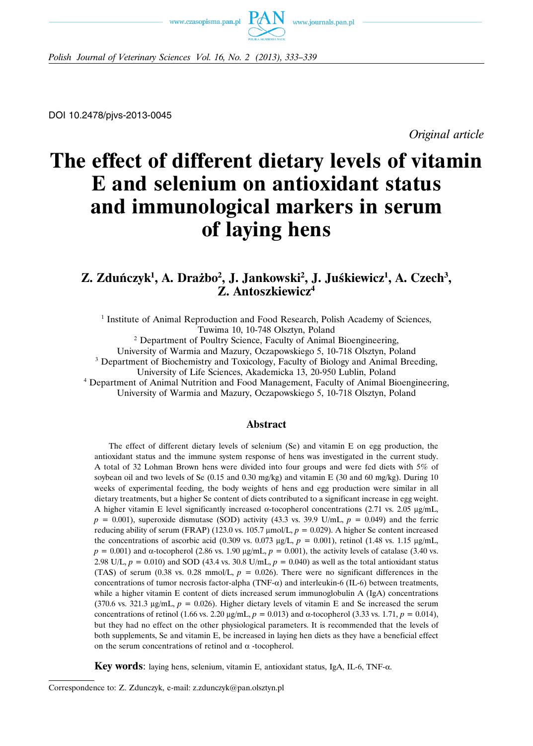DOI 10.2478/pjvs-2013-0045

*Original article*

# The effect of different dietary levels of vitamin E and selenium on antioxidant status and immunological markers in serum of laying hens

## Z. Zduńczyk[1], A. Drażbo[2], J. Jankowski[2], J. Juśkiewicz[1], A. Czech[3], Z. Antoszkiewicz[4]

[1] Institute of Animal Reproduction and Food Research, Polish Academy of Sciences, Tuwima 10, 10-748 Olsztyn, Poland

[2] Department of Poultry Science, Faculty of Animal Bioengineering, University of Warmia and Mazury, Oczapowskiego 5, 10-718 Olsztyn, Poland

[3] Department of Biochemistry and Toxicology, Faculty of Biology and Animal Breeding, University of Life Sciences, Akademicka 13, 20-950 Lublin, Poland

[4] Department of Animal Nutrition and Food Management, Faculty of Animal Bioengineering, University of Warmia and Mazury, Oczapowskiego 5, 10-718 Olsztyn, Poland

### Abstract

The effect of different dietary levels of selenium (Se) and vitamin E on egg production, the antioxidant status and the immune system response of hens was investigated in the current study. A total of 32 Lohman Brown hens were divided into four groups and were fed diets with 5% of soybean oil and two levels of Se (0.15 and 0.30 mg/kg) and vitamin E (30 and 60 mg/kg). During 10 weeks of experimental feeding, the body weights of hens and egg production were similar in all dietary treatments, but a higher Se content of diets contributed to a significant increase in egg weight. A higher vitamin E level significantly increased α-tocopherol concentrations (2.71 vs. 2.05 μg/mL, $p = 0.001$), superoxide dismutase (SOD) activity (43.3 vs. 39.9 U/mL, $p = 0.049$) and the ferric reducing ability of serum (FRAP) (123.0 vs. 105.7 μmol/L, $p = 0.029$). A higher Se content increased the concentrations of ascorbic acid (0.309 vs. 0.073 μg/L, $p = 0.001$), retinol (1.48 vs. 1.15 μg/mL, $p = 0.001$) and α-tocopherol (2.86 vs. 1.90 μg/mL, $p = 0.001$), the activity levels of catalase (3.40 vs. 2.98 U/L, $p = 0.010$) and SOD (43.4 vs. 30.8 U/mL, $p = 0.040$) as well as the total antioxidant status (TAS) of serum (0.38 vs. 0.28 mmol/L, $p = 0.026$). There were no significant differences in the concentrations of tumor necrosis factor-alpha (TNF-α) and interleukin-6 (IL-6) between treatments, while a higher vitamin E content of diets increased serum immunoglobulin A (IgA) concentrations (370.6 vs. 321.3 μg/mL, $p = 0.026$). Higher dietary levels of vitamin E and Se increased the serum concentrations of retinol (1.66 vs. 2.20 μg/mL, $p = 0.013$) and α-tocopherol (3.33 vs. 1.71, $p = 0.014$), but they had no effect on the other physiological parameters. It is recommended that the levels of both supplements, Se and vitamin E, be increased in laying hen diets as they have a beneficial effect on the serum concentrations of retinol and α -tocopherol.

**Key words**: laying hens, selenium, vitamin E, antioxidant status, IgA, IL-6, TNF-α.

---

Correspondence to: Z. Zdunczyk, e-mail: z.zdunczyk@pan.olsztyn.pl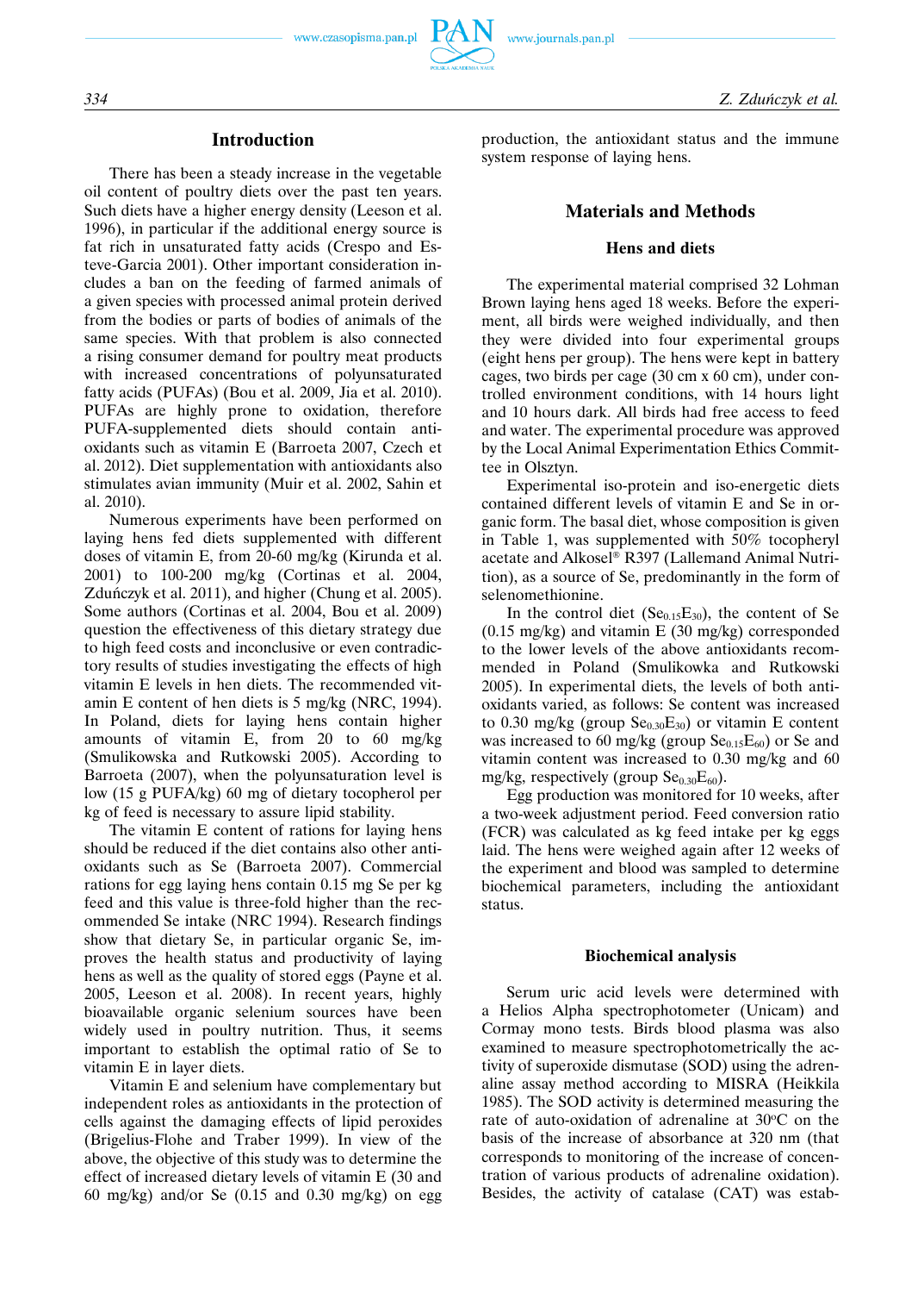## Introduction

There has been a steady increase in the vegetable oil content of poultry diets over the past ten years. Such diets have a higher energy density (Leeson et al. 1996), in particular if the additional energy source is fat rich in unsaturated fatty acids (Crespo and Esteve-Garcia 2001). Other important consideration includes a ban on the feeding of farmed animals of a given species with processed animal protein derived from the bodies or parts of bodies of animals of the same species. With that problem is also connected a rising consumer demand for poultry meat products with increased concentrations of polyunsaturated fatty acids (PUFAs) (Bou et al. 2009, Jia et al. 2010). PUFAs are highly prone to oxidation, therefore PUFA-supplemented diets should contain antioxidants such as vitamin E (Barroeta 2007, Czech et al. 2012). Diet supplementation with antioxidants also stimulates avian immunity (Muir et al. 2002, Sahin et al. 2010).

Numerous experiments have been performed on laying hens fed diets supplemented with different doses of vitamin E, from 20-60 mg/kg (Kirunda et al. 2001) to 100-200 mg/kg (Cortinas et al. 2004, Zduńczyk et al. 2011), and higher (Chung et al. 2005). Some authors (Cortinas et al. 2004, Bou et al. 2009) question the effectiveness of this dietary strategy due to high feed costs and inconclusive or even contradictory results of studies investigating the effects of high vitamin E levels in hen diets. The recommended vitamin E content of hen diets is 5 mg/kg (NRC, 1994). In Poland, diets for laying hens contain higher amounts of vitamin E, from 20 to 60 mg/kg (Smulikowska and Rutkowski 2005). According to Barroeta (2007), when the polyunsaturation level is low (15 g PUFA/kg) 60 mg of dietary tocopherol per kg of feed is necessary to assure lipid stability.

The vitamin E content of rations for laying hens should be reduced if the diet contains also other antioxidants such as Se (Barroeta 2007). Commercial rations for egg laying hens contain 0.15 mg Se per kg feed and this value is three-fold higher than the recommended Se intake (NRC 1994). Research findings show that dietary Se, in particular organic Se, improves the health status and productivity of laying hens as well as the quality of stored eggs (Payne et al. 2005, Leeson et al. 2008). In recent years, highly bioavailable organic selenium sources have been widely used in poultry nutrition. Thus, it seems important to establish the optimal ratio of Se to vitamin E in layer diets.

Vitamin E and selenium have complementary but independent roles as antioxidants in the protection of cells against the damaging effects of lipid peroxides (Brigelius-Flohe and Traber 1999). In view of the above, the objective of this study was to determine the effect of increased dietary levels of vitamin E (30 and 60 mg/kg) and/or Se (0.15 and 0.30 mg/kg) on egg production, the antioxidant status and the immune system response of laying hens.

## Materials and Methods

### Hens and diets

The experimental material comprised 32 Lohman Brown laying hens aged 18 weeks. Before the experiment, all birds were weighed individually, and then they were divided into four experimental groups (eight hens per group). The hens were kept in battery cages, two birds per cage (30 cm x 60 cm), under controlled environment conditions, with 14 hours light and 10 hours dark. All birds had free access to feed and water. The experimental procedure was approved by the Local Animal Experimentation Ethics Committee in Olsztyn.

Experimental iso-protein and iso-energetic diets contained different levels of vitamin E and Se in organic form. The basal diet, whose composition is given in Table 1, was supplemented with 50% tocopheryl acetate and Alkosel® R397 (Lallemand Animal Nutrition), as a source of Se, predominantly in the form of selenomethionine.

In the control diet ($Se_{0.15}E_{30}$), the content of Se (0.15 mg/kg) and vitamin E (30 mg/kg) corresponded to the lower levels of the above antioxidants recommended in Poland (Smulikowka and Rutkowski 2005). In experimental diets, the levels of both antioxidants varied, as follows: Se content was increased to 0.30 mg/kg (group $Se_{0.30}E_{30}$) or vitamin E content was increased to 60 mg/kg (group $Se_{0.15}E_{60}$) or Se and vitamin content was increased to 0.30 mg/kg and 60 mg/kg, respectively (group $Se_{0.30}E_{60}$).

Egg production was monitored for 10 weeks, after a two-week adjustment period. Feed conversion ratio (FCR) was calculated as kg feed intake per kg eggs laid. The hens were weighed again after 12 weeks of the experiment and blood was sampled to determine biochemical parameters, including the antioxidant status.

### Biochemical analysis

Serum uric acid levels were determined with a Helios Alpha spectrophotometer (Unicam) and Cormay mono tests. Birds blood plasma was also examined to measure spectrophotometrically the activity of superoxide dismutase (SOD) using the adrenaline assay method according to MISRA (Heikkila 1985). The SOD activity is determined measuring the rate of auto-oxidation of adrenaline at 30°C on the basis of the increase of absorbance at 320 nm (that corresponds to monitoring of the increase of concentration of various products of adrenaline oxidation). Besides, the activity of catalase (CAT) was estab-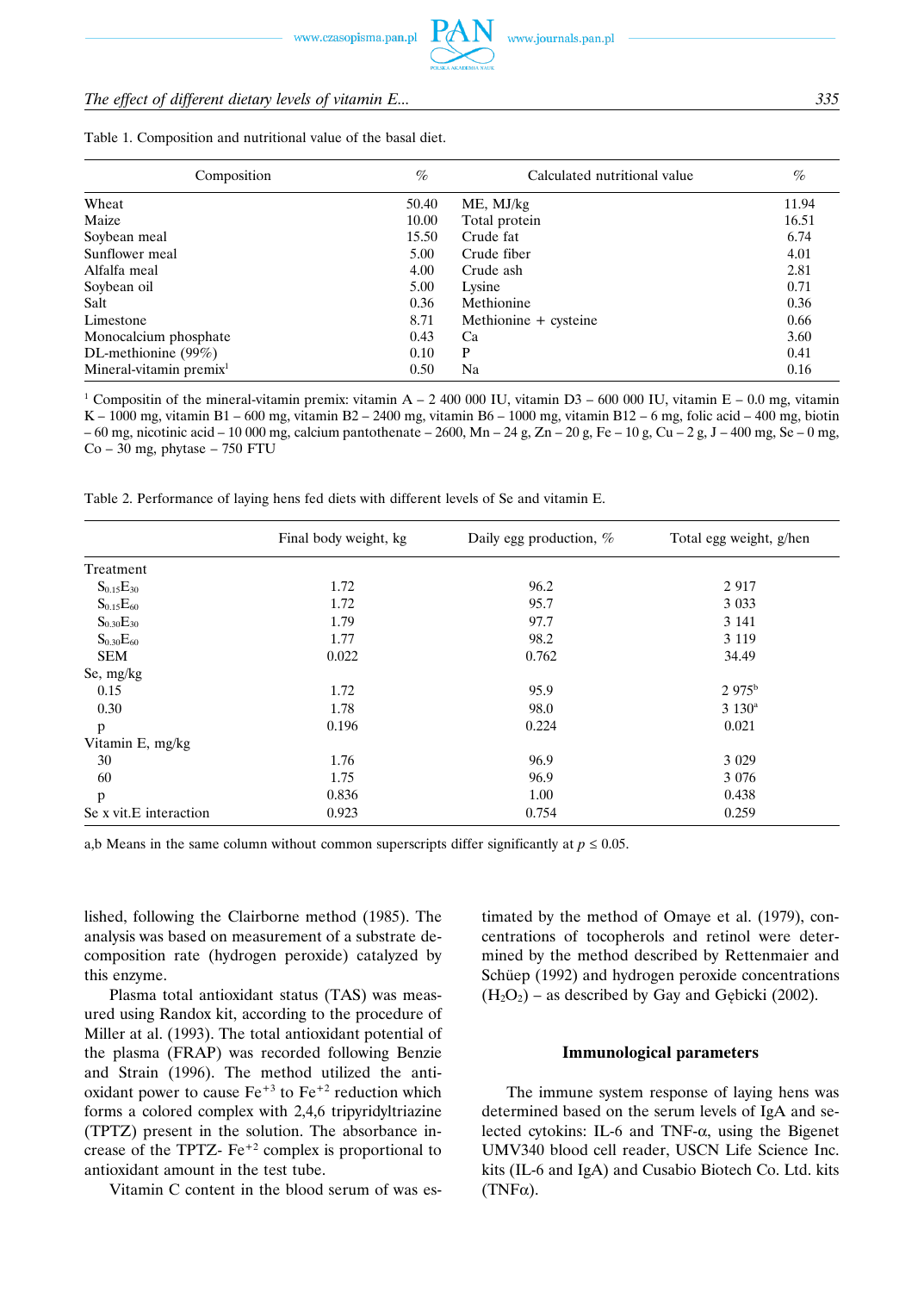Table 1. Composition and nutritional value of the basal diet.

| Composition | % | Calculated nutritional value | % |
|---|---|---|---|
| Wheat | 50.40 | ME, MJ/kg | 11.94 |
| Maize | 10.00 | Total protein | 16.51 |
| Soybean meal | 15.50 | Crude fat | 6.74 |
| Sunflower meal | 5.00 | Crude fiber | 4.01 |
| Alfalfa meal | 4.00 | Crude ash | 2.81 |
| Soybean oil | 5.00 | Lysine | 0.71 |
| Salt | 0.36 | Methionine | 0.36 |
| Limestone | 8.71 | Methionine + cysteine | 0.66 |
| Monocalcium phosphate | 0.43 | Ca | 3.60 |
| DL-methionine (99%) | 0.10 | P | 0.41 |
| Mineral-vitamin premix[1] | 0.50 | Na | 0.16 |

[1] Compositin of the mineral-vitamin premix: vitamin A – 2 400 000 IU, vitamin D3 – 600 000 IU, vitamin E – 0.0 mg, vitamin K – 1000 mg, vitamin B1 – 600 mg, vitamin B2 – 2400 mg, vitamin B6 – 1000 mg, vitamin B12 – 6 mg, folic acid – 400 mg, biotin – 60 mg, nicotinic acid – 10 000 mg, calcium pantothenate – 2600, Mn – 24 g, Zn – 20 g, Fe – 10 g, Cu – 2 g, J – 400 mg, Se – 0 mg, Co – 30 mg, phytase – 750 FTU

Table 2. Performance of laying hens fed diets with different levels of Se and vitamin E.

| | Final body weight, kg | Daily egg production, % | Total egg weight, g/hen |
|---|---|---|---|
| Treatment | | | |
| $S_{0.15}E_{30}$ | 1.72 | 96.2 | 2 917 |
| $S_{0.15}E_{60}$ | 1.72 | 95.7 | 3 033 |
| $S_{0.30}E_{30}$ | 1.79 | 97.7 | 3 141 |
| $S_{0.30}E_{60}$ | 1.77 | 98.2 | 3 119 |
| SEM | 0.022 | 0.762 | 34.49 |
| Se, mg/kg | | | |
| 0.15 | 1.72 | 95.9 | 2 975[b] |
| 0.30 | 1.78 | 98.0 | 3 130[a] |
| p | 0.196 | 0.224 | 0.021 |
| Vitamin E, mg/kg | | | |
| 30 | 1.76 | 96.9 | 3 029 |
| 60 | 1.75 | 96.9 | 3 076 |
| p | 0.836 | 1.00 | 0.438 |
| Se x vit.E interaction | 0.923 | 0.754 | 0.259 |

a,b Means in the same column without common superscripts differ significantly at $p \leq 0.05$.

lished, following the Clairborne method (1985). The analysis was based on measurement of a substrate decomposition rate (hydrogen peroxide) catalyzed by this enzyme.

Plasma total antioxidant status (TAS) was measured using Randox kit, according to the procedure of Miller at al. (1993). The total antioxidant potential of the plasma (FRAP) was recorded following Benzie and Strain (1996). The method utilized the antioxidant power to cause $Fe^{+3}$ to $Fe^{+2}$ reduction which forms a colored complex with 2,4,6 tripyridyltriazine (TPTZ) present in the solution. The absorbance increase of the TPTZ- $Fe^{+2}$ complex is proportional to antioxidant amount in the test tube.

Vitamin C content in the blood serum of was estimated by the method of Omaye et al. (1979), concentrations of tocopherols and retinol were determined by the method described by Rettenmaier and Schüep (1992) and hydrogen peroxide concentrations ($H_2O_2$) – as described by Gay and Gębicki (2002).

### Immunological parameters

The immune system response of laying hens was determined based on the serum levels of IgA and selected cytokins: IL-6 and TNF-α, using the Bigenet UMV340 blood cell reader, USCN Life Science Inc. kits (IL-6 and IgA) and Cusabio Biotech Co. Ltd. kits (TNFα).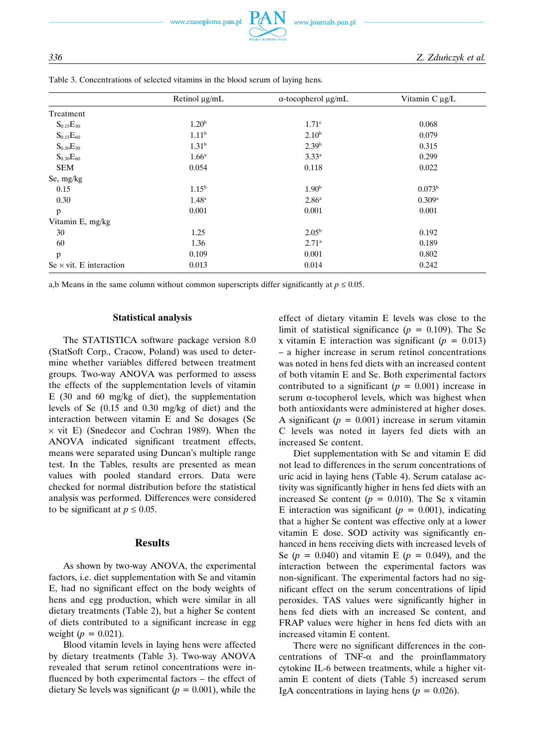Table 3. Concentrations of selected vitamins in the blood serum of laying hens.

| | Retinol μg/mL | α-tocopherol μg/mL | Vitamin C μg/L |
|---|---|---|---|
| Treatment | | | |
| $S_{0.15}E_{30}$ | 1.20[b] | 1.71[c] | 0.068 |
| $S_{0.15}E_{60}$ | 1.11[b] | 2.10[b] | 0.079 |
| $S_{0.30}E_{30}$ | 1.31[b] | 2.39[b] | 0.315 |
| $S_{0.30}E_{60}$ | 1.66[a] | 3.33[a] | 0.299 |
| SEM | 0.054 | 0.118 | 0.022 |
| Se, mg/kg | | | |
| 0.15 | 1.15[b] | 1.90[b] | 0.073[b] |
| 0.30 | 1.48[a] | 2.86[a] | 0.309[a] |
| p | 0.001 | 0.001 | 0.001 |
| Vitamin E, mg/kg | | | |
| 30 | 1.25 | 2.05[b] | 0.192 |
| 60 | 1.36 | 2.71[a] | 0.189 |
| p | 0.109 | 0.001 | 0.802 |
| Se × vit. E interaction | 0.013 | 0.014 | 0.242 |

a,b Means in the same column without common superscripts differ significantly at $p \leq 0.05$.

## Statistical analysis

The STATISTICA software package version 8.0 (StatSoft Corp., Cracow, Poland) was used to determine whether variables differed between treatment groups. Two-way ANOVA was performed to assess the effects of the supplementation levels of vitamin E (30 and 60 mg/kg of diet), the supplementation levels of Se (0.15 and 0.30 mg/kg of diet) and the interaction between vitamin E and Se dosages (Se × vit E) (Snedecor and Cochran 1989). When the ANOVA indicated significant treatment effects, means were separated using Duncan's multiple range test. In the Tables, results are presented as mean values with pooled standard errors. Data were checked for normal distribution before the statistical analysis was performed. Differences were considered to be significant at $p \leq 0.05$.

## Results

As shown by two-way ANOVA, the experimental factors, i.e. diet supplementation with Se and vitamin E, had no significant effect on the body weights of hens and egg production, which were similar in all dietary treatments (Table 2), but a higher Se content of diets contributed to a significant increase in egg weight ($p = 0.021$).

Blood vitamin levels in laying hens were affected by dietary treatments (Table 3). Two-way ANOVA revealed that serum retinol concentrations were influenced by both experimental factors – the effect of dietary Se levels was significant ($p = 0.001$), while the effect of dietary vitamin E levels was close to the limit of statistical significance ($p = 0.109$). The Se x vitamin E interaction was significant ($p = 0.013$) – a higher increase in serum retinol concentrations was noted in hens fed diets with an increased content of both vitamin E and Se. Both experimental factors contributed to a significant ($p = 0.001$) increase in serum α-tocopherol levels, which was highest when both antioxidants were administered at higher doses. A significant ($p = 0.001$) increase in serum vitamin C levels was noted in layers fed diets with an increased Se content.

Diet supplementation with Se and vitamin E did not lead to differences in the serum concentrations of uric acid in laying hens (Table 4). Serum catalase activity was significantly higher in hens fed diets with an increased Se content ($p = 0.010$). The Se x vitamin E interaction was significant ($p = 0.001$), indicating that a higher Se content was effective only at a lower vitamin E dose. SOD activity was significantly enhanced in hens receiving diets with increased levels of Se ($p = 0.040$) and vitamin E ($p = 0.049$), and the interaction between the experimental factors was non-significant. The experimental factors had no significant effect on the serum concentrations of lipid peroxides. TAS values were significantly higher in hens fed diets with an increased Se content, and FRAP values were higher in hens fed diets with an increased vitamin E content.

There were no significant differences in the concentrations of TNF-α and the proinflammatory cytokine IL-6 between treatments, while a higher vitamin E content of diets (Table 5) increased serum IgA concentrations in laying hens ($p = 0.026$).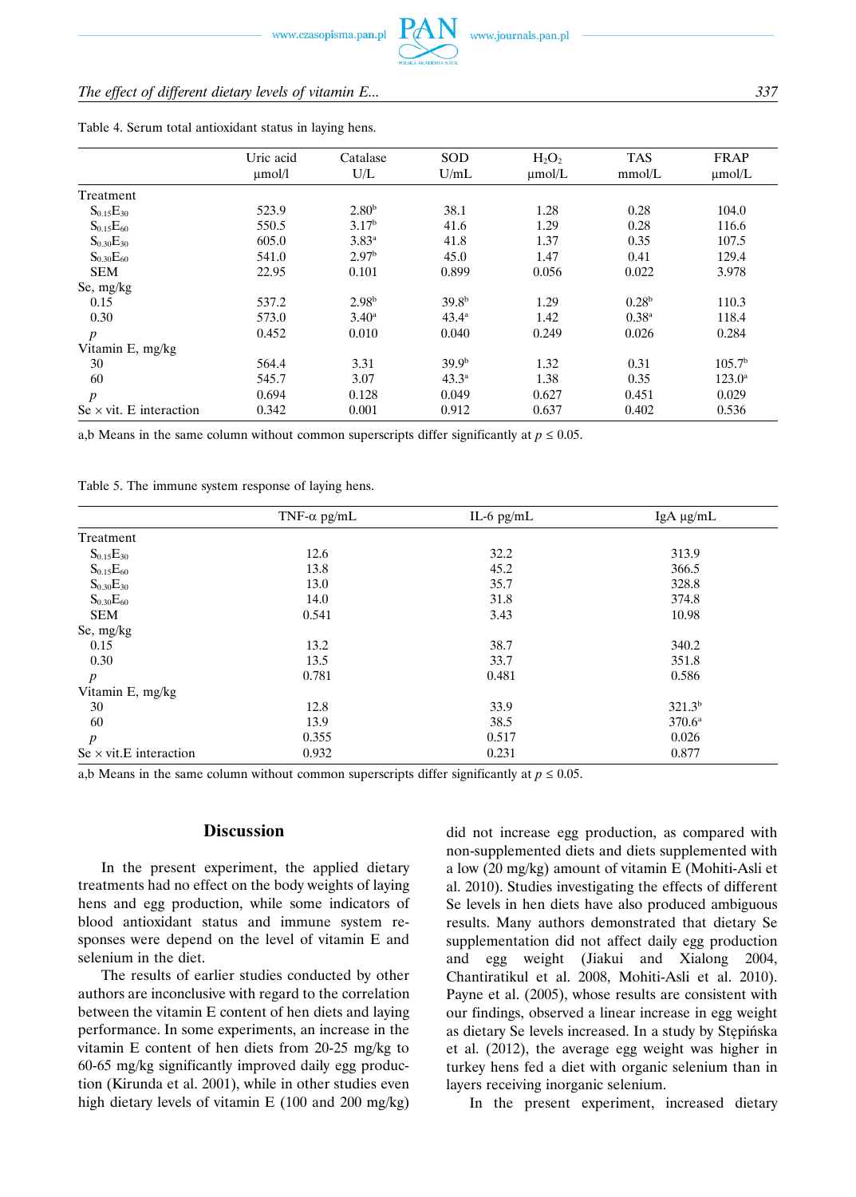Table 4. Serum total antioxidant status in laying hens.

| | Uric acid µmol/l | Catalase U/L | SOD U/mL | $H_2O_2$ µmol/L | TAS mmol/L | FRAP µmol/L |
|---|---|---|---|---|---|---|
| Treatment | | | | | | |
| $S_{0.15}E_{30}$ | 523.9 | 2.80[b] | 38.1 | 1.28 | 0.28 | 104.0 |
| $S_{0.15}E_{60}$ | 550.5 | 3.17[b] | 41.6 | 1.29 | 0.28 | 116.6 |
| $S_{0.30}E_{30}$ | 605.0 | 3.83[a] | 41.8 | 1.37 | 0.35 | 107.5 |
| $S_{0.30}E_{60}$ | 541.0 | 2.97[b] | 45.0 | 1.47 | 0.41 | 129.4 |
| SEM | 22.95 | 0.101 | 0.899 | 0.056 | 0.022 | 3.978 |
| Se, mg/kg | | | | | | |
| 0.15 | 537.2 | 2.98[b] | 39.8[b] | 1.29 | 0.28[b] | 110.3 |
| 0.30 | 573.0 | 3.40[a] | 43.4[a] | 1.42 | 0.38[a] | 118.4 |
| *p* | 0.452 | 0.010 | 0.040 | 0.249 | 0.026 | 0.284 |
| Vitamin E, mg/kg | | | | | | |
| 30 | 564.4 | 3.31 | 39.9[b] | 1.32 | 0.31 | 105.7[b] |
| 60 | 545.7 | 3.07 | 43.3[a] | 1.38 | 0.35 | 123.0[a] |
| *p* | 0.694 | 0.128 | 0.049 | 0.627 | 0.451 | 0.029 |
| Se × vit. E interaction | 0.342 | 0.001 | 0.912 | 0.637 | 0.402 | 0.536 |

a,b Means in the same column without common superscripts differ significantly at $p \leq 0.05$.

Table 5. The immune system response of laying hens.

| | TNF-α pg/mL | IL-6 pg/mL | IgA µg/mL |
|---|---|---|---|
| Treatment | | | |
| $S_{0.15}E_{30}$ | 12.6 | 32.2 | 313.9 |
| $S_{0.15}E_{60}$ | 13.8 | 45.2 | 366.5 |
| $S_{0.30}E_{30}$ | 13.0 | 35.7 | 328.8 |
| $S_{0.30}E_{60}$ | 14.0 | 31.8 | 374.8 |
| SEM | 0.541 | 3.43 | 10.98 |
| Se, mg/kg | | | |
| 0.15 | 13.2 | 38.7 | 340.2 |
| 0.30 | 13.5 | 33.7 | 351.8 |
| *p* | 0.781 | 0.481 | 0.586 |
| Vitamin E, mg/kg | | | |
| 30 | 12.8 | 33.9 | 321.3[b] |
| 60 | 13.9 | 38.5 | 370.6[a] |
| *p* | 0.355 | 0.517 | 0.026 |
| Se × vit.E interaction | 0.932 | 0.231 | 0.877 |

a,b Means in the same column without common superscripts differ significantly at $p \leq 0.05$.

## Discussion

In the present experiment, the applied dietary treatments had no effect on the body weights of laying hens and egg production, while some indicators of blood antioxidant status and immune system responses were depend on the level of vitamin E and selenium in the diet.

The results of earlier studies conducted by other authors are inconclusive with regard to the correlation between the vitamin E content of hen diets and laying performance. In some experiments, an increase in the vitamin E content of hen diets from 20-25 mg/kg to 60-65 mg/kg significantly improved daily egg production (Kirunda et al. 2001), while in other studies even high dietary levels of vitamin E (100 and 200 mg/kg) did not increase egg production, as compared with non-supplemented diets and diets supplemented with a low (20 mg/kg) amount of vitamin E (Mohiti-Asli et al. 2010). Studies investigating the effects of different Se levels in hen diets have also produced ambiguous results. Many authors demonstrated that dietary Se supplementation did not affect daily egg production and egg weight (Jiakui and Xialong 2004, Chantiratikul et al. 2008, Mohiti-Asli et al. 2010). Payne et al. (2005), whose results are consistent with our findings, observed a linear increase in egg weight as dietary Se levels increased. In a study by Stępińska et al. (2012), the average egg weight was higher in turkey hens fed a diet with organic selenium than in layers receiving inorganic selenium.

In the present experiment, increased dietary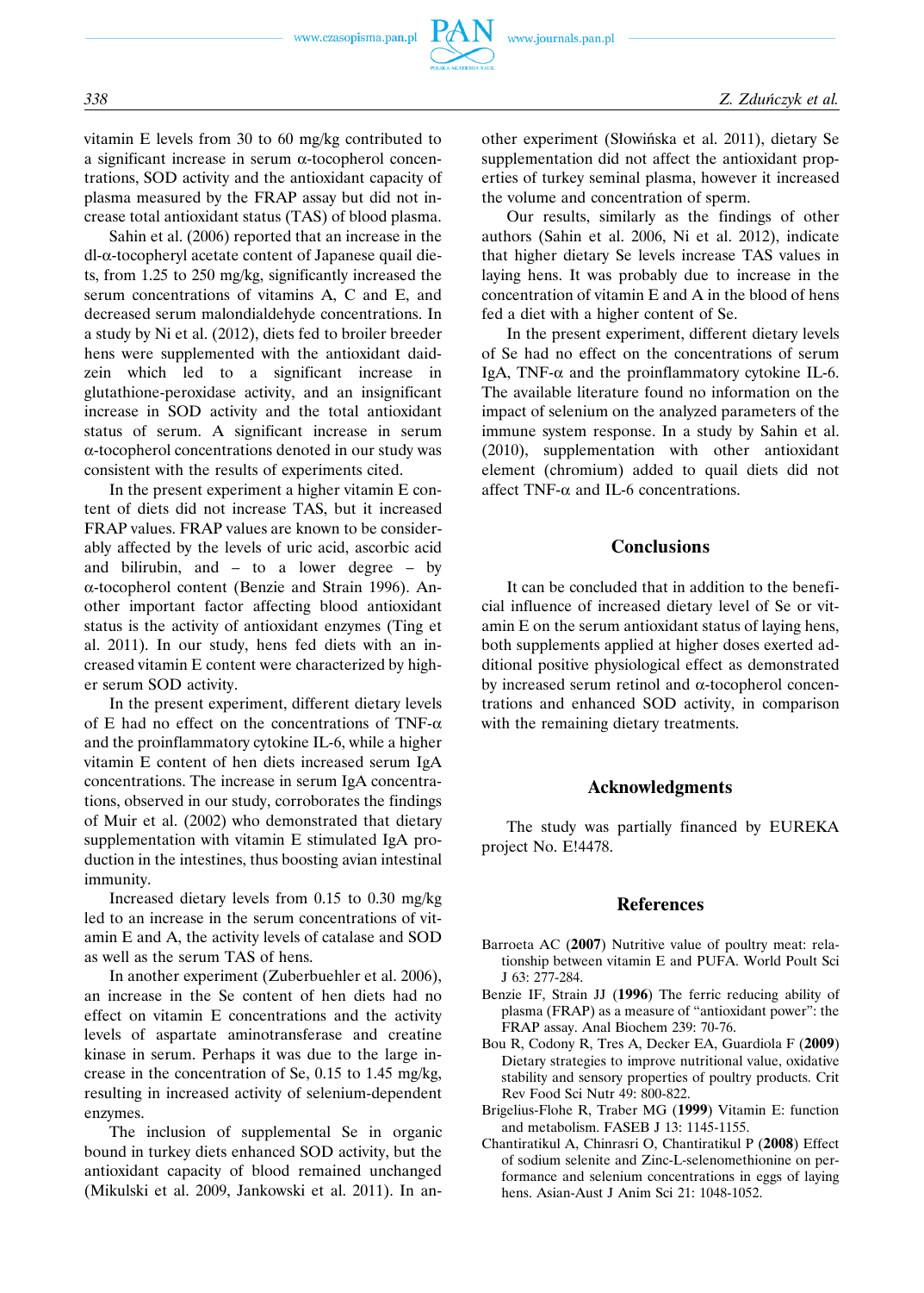vitamin E levels from 30 to 60 mg/kg contributed to a significant increase in serum α-tocopherol concentrations, SOD activity and the antioxidant capacity of plasma measured by the FRAP assay but did not increase total antioxidant status (TAS) of blood plasma.

Sahin et al. (2006) reported that an increase in the dl-α-tocopheryl acetate content of Japanese quail diets, from 1.25 to 250 mg/kg, significantly increased the serum concentrations of vitamins A, C and E, and decreased serum malondialdehyde concentrations. In a study by Ni et al. (2012), diets fed to broiler breeder hens were supplemented with the antioxidant daidzein which led to a significant increase in glutathione-peroxidase activity, and an insignificant increase in SOD activity and the total antioxidant status of serum. A significant increase in serum α-tocopherol concentrations denoted in our study was consistent with the results of experiments cited.

In the present experiment a higher vitamin E content of diets did not increase TAS, but it increased FRAP values. FRAP values are known to be considerably affected by the levels of uric acid, ascorbic acid and bilirubin, and – to a lower degree – by α-tocopherol content (Benzie and Strain 1996). Another important factor affecting blood antioxidant status is the activity of antioxidant enzymes (Ting et al. 2011). In our study, hens fed diets with an increased vitamin E content were characterized by higher serum SOD activity.

In the present experiment, different dietary levels of E had no effect on the concentrations of TNF-α and the proinflammatory cytokine IL-6, while a higher vitamin E content of hen diets increased serum IgA concentrations. The increase in serum IgA concentrations, observed in our study, corroborates the findings of Muir et al. (2002) who demonstrated that dietary supplementation with vitamin E stimulated IgA production in the intestines, thus boosting avian intestinal immunity.

Increased dietary levels from 0.15 to 0.30 mg/kg led to an increase in the serum concentrations of vitamin E and A, the activity levels of catalase and SOD as well as the serum TAS of hens.

In another experiment (Zuberbuehler et al. 2006), an increase in the Se content of hen diets had no effect on vitamin E concentrations and the activity levels of aspartate aminotransferase and creatine kinase in serum. Perhaps it was due to the large increase in the concentration of Se, 0.15 to 1.45 mg/kg, resulting in increased activity of selenium-dependent enzymes.

The inclusion of supplemental Se in organic bound in turkey diets enhanced SOD activity, but the antioxidant capacity of blood remained unchanged (Mikulski et al. 2009, Jankowski et al. 2011). In another experiment (Słowińska et al. 2011), dietary Se supplementation did not affect the antioxidant properties of turkey seminal plasma, however it increased the volume and concentration of sperm.

Our results, similarly as the findings of other authors (Sahin et al. 2006, Ni et al. 2012), indicate that higher dietary Se levels increase TAS values in laying hens. It was probably due to increase in the concentration of vitamin E and A in the blood of hens fed a diet with a higher content of Se.

In the present experiment, different dietary levels of Se had no effect on the concentrations of serum IgA, TNF-α and the proinflammatory cytokine IL-6. The available literature found no information on the impact of selenium on the analyzed parameters of the immune system response. In a study by Sahin et al. (2010), supplementation with other antioxidant element (chromium) added to quail diets did not affect TNF-α and IL-6 concentrations.

## Conclusions

It can be concluded that in addition to the beneficial influence of increased dietary level of Se or vitamin E on the serum antioxidant status of laying hens, both supplements applied at higher doses exerted additional positive physiological effect as demonstrated by increased serum retinol and α-tocopherol concentrations and enhanced SOD activity, in comparison with the remaining dietary treatments.

## Acknowledgments

The study was partially financed by EUREKA project No. E!4478.

## References

Barroeta AC (**2007**) Nutritive value of poultry meat: relationship between vitamin E and PUFA. World Poult Sci J 63: 277-284.

Benzie IF, Strain JJ (**1996**) The ferric reducing ability of plasma (FRAP) as a measure of "antioxidant power": the FRAP assay. Anal Biochem 239: 70-76.

Bou R, Codony R, Tres A, Decker EA, Guardiola F (**2009**) Dietary strategies to improve nutritional value, oxidative stability and sensory properties of poultry products. Crit Rev Food Sci Nutr 49: 800-822.

Brigelius-Flohe R, Traber MG (**1999**) Vitamin E: function and metabolism. FASEB J 13: 1145-1155.

Chantiratikul A, Chinrasri O, Chantiratikul P (**2008**) Effect of sodium selenite and Zinc-L-selenomethionine on performance and selenium concentrations in eggs of laying hens. Asian-Aust J Anim Sci 21: 1048-1052.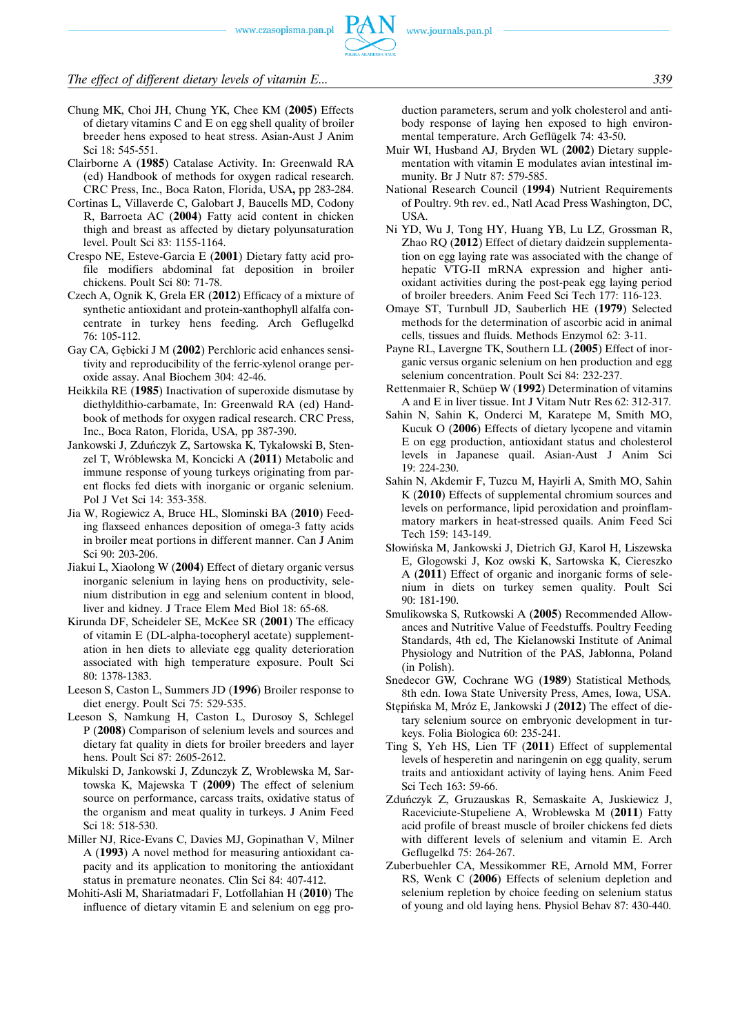Chung MK, Choi JH, Chung YK, Chee KM (**2005**) Effects of dietary vitamins C and E on egg shell quality of broiler breeder hens exposed to heat stress. Asian-Aust J Anim Sci 18: 545-551.

Clairborne A (**1985**) Catalase Activity. In: Greenwald RA (ed) Handbook of methods for oxygen radical research. CRC Press, Boca Raton, Florida, USA**,** pp 283-284.

Cortinas L, Villaverde C, Galobart J, Baucells MD, Codony R, Barroeta AC (**2004**) Fatty acid content in chicken thigh and breast as affected by dietary polyunsaturation level. Poult Sci 83: 1155-1164.

Crespo NE, Esteve-Garcia E (**2001**) Dietary fatty acid profile modifiers abdominal fat deposition in broiler chickens. Poult Sci 80: 71-78.

Czech A, Ognik K, Grela ER (**2012**) Efficacy of a mixture of synthetic antioxidant and protein-xanthophyll alfalfa concentrate in turkey hens feeding. Arch Geflugelkd 76: 105-112.

Gay CA, Gębicki J M (**2002**) Perchloric acid enhances sensitivity and reproducibility of the ferric-xylenol orange peroxide assay. Anal Biochem 304: 42-46.

Heikkila RE (**1985**) Inactivation of superoxide dismutase by diethyldithio-carbamate, In: Greenwald RA (ed) Handbook of methods for oxygen radical research. CRC Press, Inc., Boca Raton, Florida, USA, pp 387-390.

Jankowski J, Zduńczyk Z, Sartowska K, Tykałowski B, Stenzel T, Wróblewska M, Koncicki A (**2011**) Metabolic and immune response of young turkeys originating from parent flocks fed diets with inorganic or organic selenium. Pol J Vet Sci 14: 353-358.

Jia W, Rogiewicz A, Bruce HL, Slominski BA (**2010**) Feeding flaxseed enhances deposition of omega-3 fatty acids in broiler meat portions in different manner. Can J Anim Sci 90: 203-206.

Jiakui L, Xiaolong W (**2004**) Effect of dietary organic versus inorganic selenium in laying hens on productivity, selenium distribution in egg and selenium content in blood, liver and kidney. J Trace Elem Med Biol 18: 65-68.

Kirunda DF, Scheideler SE, McKee SR (**2001**) The efficacy of vitamin E (DL-alpha-tocopheryl acetate) supplementation in hen diets to alleviate egg quality deterioration associated with high temperature exposure. Poult Sci 80: 1378-1383.

Leeson S, Caston L, Summers JD (**1996**) Broiler response to diet energy. Poult Sci 75: 529-535.

Leeson S, Namkung H, Caston L, Durosoy S, Schlegel P (**2008**) Comparison of selenium levels and sources and dietary fat quality in diets for broiler breeders and layer hens. Poult Sci 87: 2605-2612.

Mikulski D, Jankowski J, Zdunczyk Z, Wroblewska M, Sartowska K, Majewska T (**2009**) The effect of selenium source on performance, carcass traits, oxidative status of the organism and meat quality in turkeys. J Anim Feed Sci 18: 518-530.

Miller NJ, Rice-Evans C, Davies MJ, Gopinathan V, Milner A (**1993**) A novel method for measuring antioxidant capacity and its application to monitoring the antioxidant status in premature neonates. Clin Sci 84: 407-412.

Mohiti-Asli M, Shariatmadari F, Lotfollahian H (**2010**) The influence of dietary vitamin E and selenium on egg production parameters, serum and yolk cholesterol and antibody response of laying hen exposed to high environmental temperature. Arch Geflügelk 74: 43-50.

Muir WI, Husband AJ, Bryden WL (**2002**) Dietary supplementation with vitamin E modulates avian intestinal immunity. Br J Nutr 87: 579-585.

National Research Council (**1994**) Nutrient Requirements of Poultry. 9th rev. ed., Natl Acad Press Washington, DC, USA.

Ni YD, Wu J, Tong HY, Huang YB, Lu LZ, Grossman R, Zhao RQ (**2012**) Effect of dietary daidzein supplementation on egg laying rate was associated with the change of hepatic VTG-II mRNA expression and higher antioxidant activities during the post-peak egg laying period of broiler breeders. Anim Feed Sci Tech 177: 116-123.

Omaye ST, Turnbull JD, Sauberlich HE (**1979**) Selected methods for the determination of ascorbic acid in animal cells, tissues and fluids. Methods Enzymol 62: 3-11.

Payne RL, Lavergne TK, Southern LL (**2005**) Effect of inorganic versus organic selenium on hen production and egg selenium concentration. Poult Sci 84: 232-237.

Rettenmaier R, Schüep W (**1992**) Determination of vitamins A and E in liver tissue. Int J Vitam Nutr Res 62: 312-317.

Sahin N, Sahin K, Onderci M, Karatepe M, Smith MO, Kucuk O (**2006**) Effects of dietary lycopene and vitamin E on egg production, antioxidant status and cholesterol levels in Japanese quail. Asian-Aust J Anim Sci 19: 224-230.

Sahin N, Akdemir F, Tuzcu M, Hayirli A, Smith MO, Sahin K (**2010**) Effects of supplemental chromium sources and levels on performance, lipid peroxidation and proinflammatory markers in heat-stressed quails. Anim Feed Sci Tech 159: 143-149.

Słowińska M, Jankowski J, Dietrich GJ, Karol H, Liszewska E, Glogowski J, Koz owski K, Sartowska K, Ciereszko A (**2011**) Effect of organic and inorganic forms of selenium in diets on turkey semen quality. Poult Sci 90: 181-190.

Smulikowska S, Rutkowski A (**2005**) Recommended Allowances and Nutritive Value of Feedstuffs. Poultry Feeding Standards, 4th ed, The Kielanowski Institute of Animal Physiology and Nutrition of the PAS, Jabłonna, Poland (in Polish).

Snedecor GW, Cochrane WG (**1989**) Statistical Methods*,* 8th edn. Iowa State University Press, Ames, Iowa, USA.

Stępińska M, Mróz E, Jankowski J (**2012**) The effect of dietary selenium source on embryonic development in turkeys. Folia Biologica 60: 235-241.

Ting S, Yeh HS, Lien TF (**2011**) Effect of supplemental levels of hesperetin and naringenin on egg quality, serum traits and antioxidant activity of laying hens. Anim Feed Sci Tech 163: 59-66.

Zduńczyk Z, Gruzauskas R, Semaskaite A, Juskiewicz J, Raceviciute-Stupeliene A, Wroblewska M (**2011**) Fatty acid profile of breast muscle of broiler chickens fed diets with different levels of selenium and vitamin E. Arch Geflugelkd 75: 264-267.

Zuberbuehler CA, Messikommer RE, Arnold MM, Forrer RS, Wenk C (**2006**) Effects of selenium depletion and selenium repletion by choice feeding on selenium status of young and old laying hens. Physiol Behav 87: 430-440.